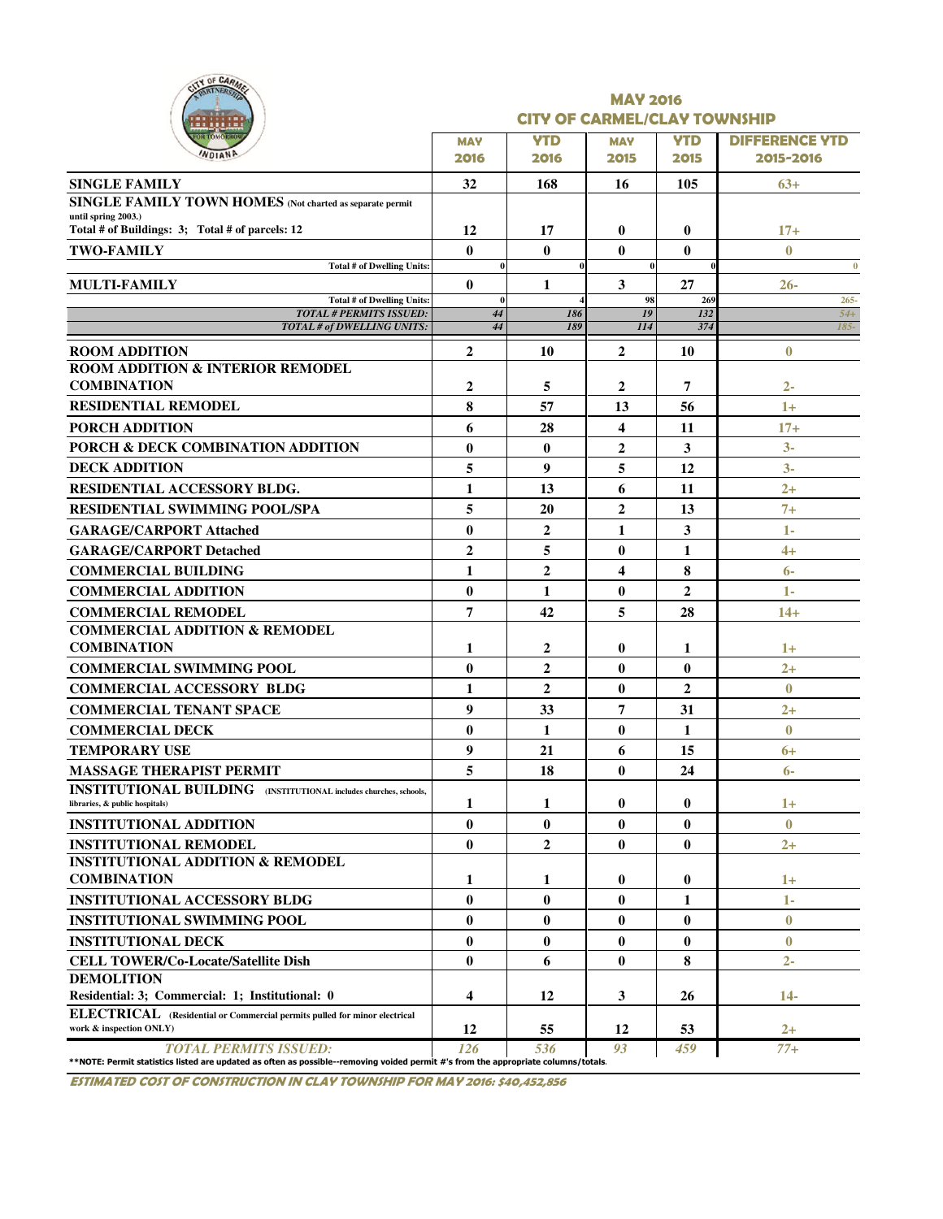## MAY 2016
## CITY OF CARMEL/CLAY TOWNSHIP

| | MAY 2016 | YTD 2016 | MAY 2015 | YTD 2015 | DIFFERENCE YTD 2015-2016 |
|---|---|---|---|---|---|
| **SINGLE FAMILY** | 32 | 168 | 16 | 105 | 63+ |
| **SINGLE FAMILY TOWN HOMES** (Not charted as separate permit until spring 2003.) Total # of Buildings: 3; Total # of parcels: 12 | 12 | 17 | 0 | 0 | 17+ |
| **TWO-FAMILY** | 0 | 0 | 0 | 0 | 0 |
| Total # of Dwelling Units: | 0 | 0 | 0 | 0 | 0 |
| **MULTI-FAMILY** | 0 | 1 | 3 | 27 | 26- |
| Total # of Dwelling Units: | 0 | 4 | 98 | 269 | 265- |
| *TOTAL # PERMITS ISSUED:* | *44* | *186* | *19* | *132* | *54+* |
| *TOTAL # of DWELLING UNITS:* | *44* | *189* | *114* | *374* | *185-* |
| **ROOM ADDITION** | 2 | 10 | 2 | 10 | 0 |
| **ROOM ADDITION & INTERIOR REMODEL COMBINATION** | 2 | 5 | 2 | 7 | 2- |
| **RESIDENTIAL REMODEL** | 8 | 57 | 13 | 56 | 1+ |
| **PORCH ADDITION** | 6 | 28 | 4 | 11 | 17+ |
| **PORCH & DECK COMBINATION ADDITION** | 0 | 0 | 2 | 3 | 3- |
| **DECK ADDITION** | 5 | 9 | 5 | 12 | 3- |
| **RESIDENTIAL ACCESSORY BLDG.** | 1 | 13 | 6 | 11 | 2+ |
| **RESIDENTIAL SWIMMING POOL/SPA** | 5 | 20 | 2 | 13 | 7+ |
| **GARAGE/CARPORT Attached** | 0 | 2 | 1 | 3 | 1- |
| **GARAGE/CARPORT Detached** | 2 | 5 | 0 | 1 | 4+ |
| **COMMERCIAL BUILDING** | 1 | 2 | 4 | 8 | 6- |
| **COMMERCIAL ADDITION** | 0 | 1 | 0 | 2 | 1- |
| **COMMERCIAL REMODEL** | 7 | 42 | 5 | 28 | 14+ |
| **COMMERCIAL ADDITION & REMODEL COMBINATION** | 1 | 2 | 0 | 1 | 1+ |
| **COMMERCIAL SWIMMING POOL** | 0 | 2 | 0 | 0 | 2+ |
| **COMMERCIAL ACCESSORY BLDG** | 1 | 2 | 0 | 2 | 0 |
| **COMMERCIAL TENANT SPACE** | 9 | 33 | 7 | 31 | 2+ |
| **COMMERCIAL DECK** | 0 | 1 | 0 | 1 | 0 |
| **TEMPORARY USE** | 9 | 21 | 6 | 15 | 6+ |
| **MASSAGE THERAPIST PERMIT** | 5 | 18 | 0 | 24 | 6- |
| **INSTITUTIONAL BUILDING** (INSTITUTIONAL includes churches, schools, libraries, & public hospitals) | 1 | 1 | 0 | 0 | 1+ |
| **INSTITUTIONAL ADDITION** | 0 | 0 | 0 | 0 | 0 |
| **INSTITUTIONAL REMODEL** | 0 | 2 | 0 | 0 | 2+ |
| **INSTITUTIONAL ADDITION & REMODEL COMBINATION** | 1 | 1 | 0 | 0 | 1+ |
| **INSTITUTIONAL ACCESSORY BLDG** | 0 | 0 | 0 | 1 | 1- |
| **INSTITUTIONAL SWIMMING POOL** | 0 | 0 | 0 | 0 | 0 |
| **INSTITUTIONAL DECK** | 0 | 0 | 0 | 0 | 0 |
| **CELL TOWER/Co-Locate/Satellite Dish** | 0 | 6 | 0 | 8 | 2- |
| **DEMOLITION** Residential: 3; Commercial: 1; Institutional: 0 | 4 | 12 | 3 | 26 | 14- |
| **ELECTRICAL** (Residential or Commercial permits pulled for minor electrical work & inspection ONLY) | 12 | 55 | 12 | 53 | 2+ |
| *TOTAL PERMITS ISSUED:* | *126* | *536* | *93* | *459* | *77+* |

**NOTE: Permit statistics listed are updated as often as possible--removing voided permit #'s from the appropriate columns/totals.

***ESTIMATED COST OF CONSTRUCTION IN CLAY TOWNSHIP FOR MAY 2016: $40,452,856***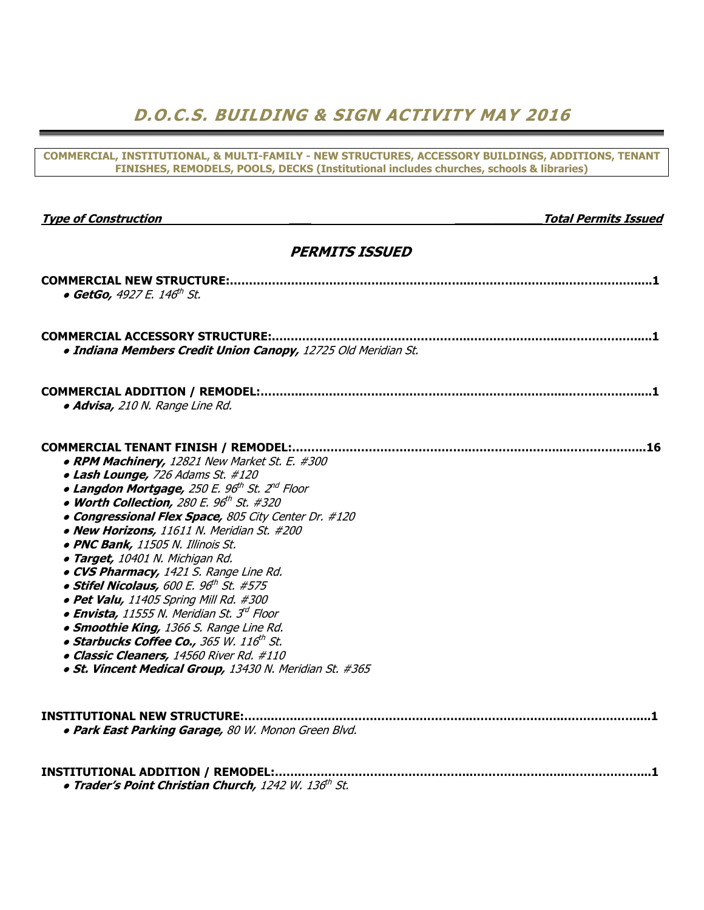# D.O.C.S. BUILDING & SIGN ACTIVITY MAY 2016

**COMMERCIAL, INSTITUTIONAL, & MULTI-FAMILY - NEW STRUCTURES, ACCESSORY BUILDINGS, ADDITIONS, TENANT FINISHES, REMODELS, POOLS, DECKS (Institutional includes churches, schools & libraries)**

***Type of Construction*** ***Total Permits Issued***

## *PERMITS ISSUED*

**COMMERCIAL NEW STRUCTURE:..................................................................................................................1**
- ***GetGo,*** *4927 E. 146th St.*

**COMMERCIAL ACCESSORY STRUCTURE:.....................................................................................................1**
- ***Indiana Members Credit Union Canopy,*** *12725 Old Meridian St.*

**COMMERCIAL ADDITION / REMODEL:.........................................................................................................1**
- ***Advisa,*** *210 N. Range Line Rd.*

**COMMERCIAL TENANT FINISH / REMODEL:...............................................................................................16**
- ***RPM Machinery,*** *12821 New Market St. E. #300*
- ***Lash Lounge,*** *726 Adams St. #120*
- ***Langdon Mortgage,*** *250 E. 96th St. 2nd Floor*
- ***Worth Collection,*** *280 E. 96th St. #320*
- ***Congressional Flex Space,*** *805 City Center Dr. #120*
- ***New Horizons,*** *11611 N. Meridian St. #200*
- ***PNC Bank,*** *11505 N. Illinois St.*
- ***Target,*** *10401 N. Michigan Rd.*
- ***CVS Pharmacy,*** *1421 S. Range Line Rd.*
- ***Stifel Nicolaus,*** *600 E. 96th St. #575*
- ***Pet Valu,*** *11405 Spring Mill Rd. #300*
- ***Envista,*** *11555 N. Meridian St. 3rd Floor*
- ***Smoothie King,*** *1366 S. Range Line Rd.*
- ***Starbucks Coffee Co.,*** *365 W. 116th St.*
- ***Classic Cleaners,*** *14560 River Rd. #110*
- ***St. Vincent Medical Group,*** *13430 N. Meridian St. #365*

**INSTITUTIONAL NEW STRUCTURE:..............................................................................................................1**
- ***Park East Parking Garage,*** *80 W. Monon Green Blvd.*

**INSTITUTIONAL ADDITION / REMODEL:......................................................................................................1**
- ***Trader's Point Christian Church,*** *1242 W. 136th St.*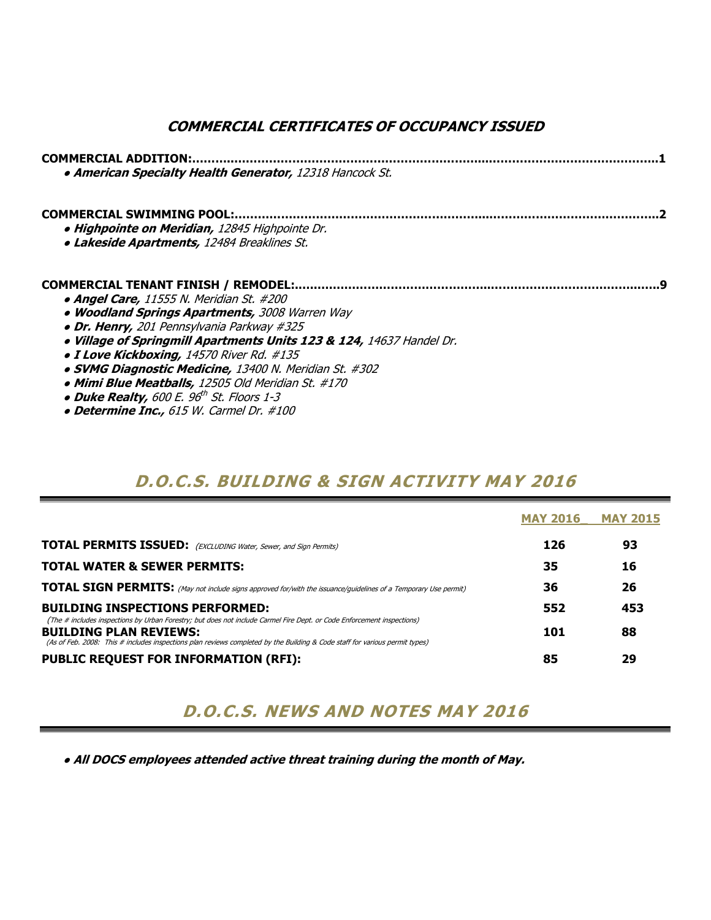## *COMMERCIAL CERTIFICATES OF OCCUPANCY ISSUED*

**COMMERCIAL ADDITION:.......................................................................................................................1**

- ***American Specialty Health Generator,*** *12318 Hancock St.*

**COMMERCIAL SWIMMING POOL:.............................................................................................................2**

- ***Highpointe on Meridian,*** *12845 Highpointe Dr.*
- ***Lakeside Apartments,*** *12484 Breaklines St.*

**COMMERCIAL TENANT FINISH / REMODEL:...............................................................................................9**

- ***Angel Care,*** *11555 N. Meridian St. #200*
- ***Woodland Springs Apartments****, 3008 Warren Way*
- ***Dr. Henry,*** *201 Pennsylvania Parkway #325*
- ***Village of Springmill Apartments Units 123 & 124,*** *14637 Handel Dr.*
- ***I Love Kickboxing,*** *14570 River Rd. #135*
- ***SVMG Diagnostic Medicine,*** *13400 N. Meridian St. #302*
- ***Mimi Blue Meatballs,*** *12505 Old Meridian St. #170*
- ***Duke Realty,*** *600 E. 96th St. Floors 1-3*
- ***Determine Inc.,*** *615 W. Carmel Dr. #100*

## *D.O.C.S. BUILDING & SIGN ACTIVITY MAY 2016*

| | MAY 2016 | MAY 2015 |
|---|---|---|
| **TOTAL PERMITS ISSUED:** *(EXCLUDING Water, Sewer, and Sign Permits)* | **126** | **93** |
| **TOTAL WATER & SEWER PERMITS:** | **35** | **16** |
| **TOTAL SIGN PERMITS:** *(May not include signs approved for/with the issuance/guidelines of a Temporary Use permit)* | **36** | **26** |
| **BUILDING INSPECTIONS PERFORMED:** *(The # includes inspections by Urban Forestry; but does not include Carmel Fire Dept. or Code Enforcement inspections)* | **552** | **453** |
| **BUILDING PLAN REVIEWS:** *(As of Feb. 2008: This # includes inspections plan reviews completed by the Building & Code staff for various permit types)* | **101** | **88** |
| **PUBLIC REQUEST FOR INFORMATION (RFI):** | **85** | **29** |

## *D.O.C.S. NEWS AND NOTES MAY 2016*

- ***All DOCS employees attended active threat training during the month of May.***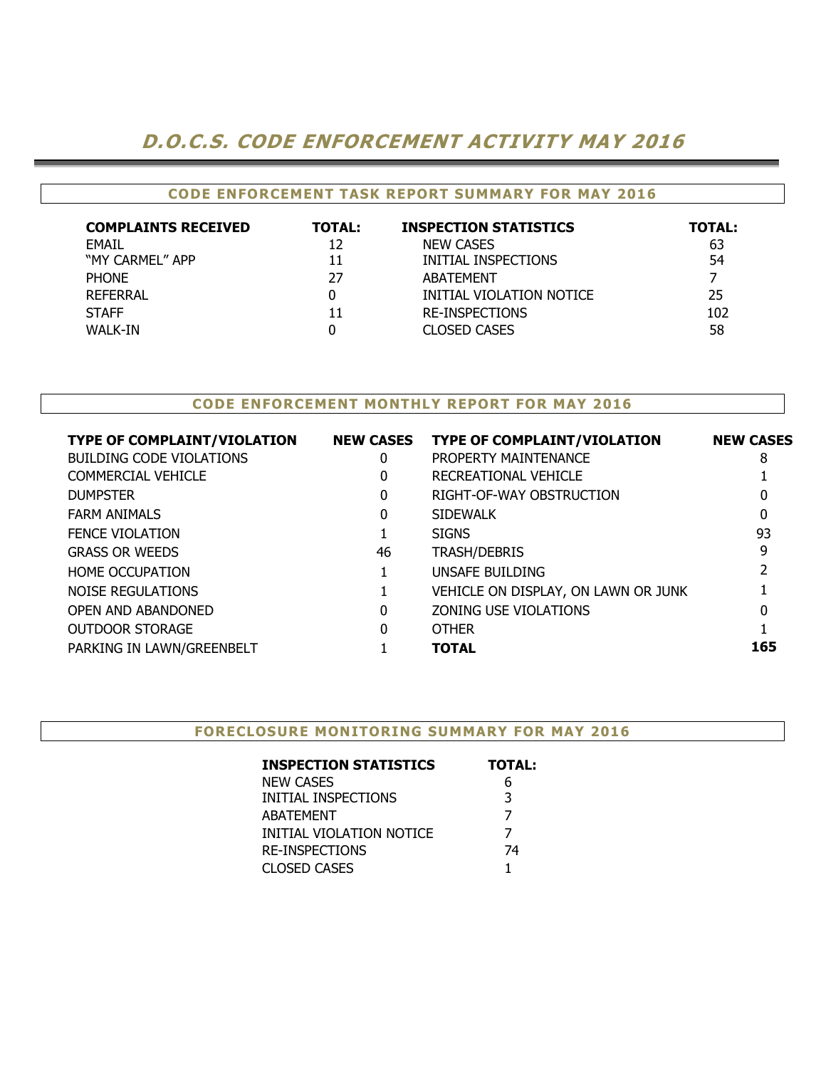# D.O.C.S. CODE ENFORCEMENT ACTIVITY MAY 2016

## CODE ENFORCEMENT TASK REPORT SUMMARY FOR MAY 2016

| COMPLAINTS RECEIVED | TOTAL: | INSPECTION STATISTICS | TOTAL: |
|---|---|---|---|
| EMAIL | 12 | NEW CASES | 63 |
| "MY CARMEL" APP | 11 | INITIAL INSPECTIONS | 54 |
| PHONE | 27 | ABATEMENT | 7 |
| REFERRAL | 0 | INITIAL VIOLATION NOTICE | 25 |
| STAFF | 11 | RE-INSPECTIONS | 102 |
| WALK-IN | 0 | CLOSED CASES | 58 |

## CODE ENFORCEMENT MONTHLY REPORT FOR MAY 2016

| TYPE OF COMPLAINT/VIOLATION | NEW CASES | TYPE OF COMPLAINT/VIOLATION | NEW CASES |
|---|---|---|---|
| BUILDING CODE VIOLATIONS | 0 | PROPERTY MAINTENANCE | 8 |
| COMMERCIAL VEHICLE | 0 | RECREATIONAL VEHICLE | 1 |
| DUMPSTER | 0 | RIGHT-OF-WAY OBSTRUCTION | 0 |
| FARM ANIMALS | 0 | SIDEWALK | 0 |
| FENCE VIOLATION | 1 | SIGNS | 93 |
| GRASS OR WEEDS | 46 | TRASH/DEBRIS | 9 |
| HOME OCCUPATION | 1 | UNSAFE BUILDING | 2 |
| NOISE REGULATIONS | 1 | VEHICLE ON DISPLAY, ON LAWN OR JUNK | 1 |
| OPEN AND ABANDONED | 0 | ZONING USE VIOLATIONS | 0 |
| OUTDOOR STORAGE | 0 | OTHER | 1 |
| PARKING IN LAWN/GREENBELT | 1 | **TOTAL** | **165** |

## FORECLOSURE MONITORING SUMMARY FOR MAY 2016

| INSPECTION STATISTICS | TOTAL: |
|---|---|
| NEW CASES | 6 |
| INITIAL INSPECTIONS | 3 |
| ABATEMENT | 7 |
| INITIAL VIOLATION NOTICE | 7 |
| RE-INSPECTIONS | 74 |
| CLOSED CASES | 1 |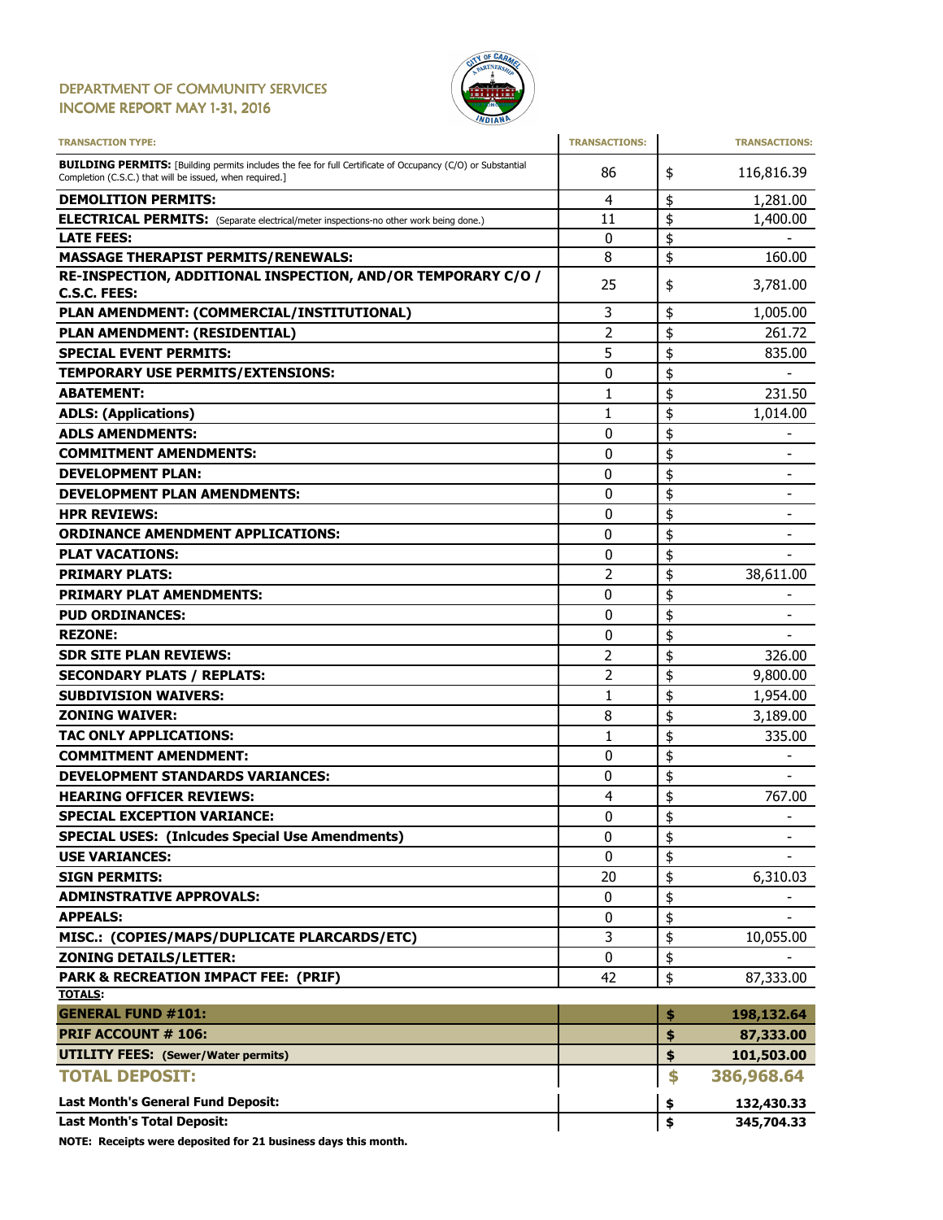## DEPARTMENT OF COMMUNITY SERVICES
## INCOME REPORT MAY 1-31, 2016

| TRANSACTION TYPE: | TRANSACTIONS: | | TRANSACTIONS: |
|---|---|---|---|
| **BUILDING PERMITS:** [Building permits includes the fee for full Certificate of Occupancy (C/O) or Substantial Completion (C.S.C.) that will be issued, when required.] | 86 | $ | 116,816.39 |
| **DEMOLITION PERMITS:** | 4 | $ | 1,281.00 |
| **ELECTRICAL PERMITS:** (Separate electrical/meter inspections-no other work being done.) | 11 | $ | 1,400.00 |
| **LATE FEES:** | 0 | $ | - |
| **MASSAGE THERAPIST PERMITS/RENEWALS:** | 8 | $ | 160.00 |
| **RE-INSPECTION, ADDITIONAL INSPECTION, AND/OR TEMPORARY C/O / C.S.C. FEES:** | 25 | $ | 3,781.00 |
| **PLAN AMENDMENT: (COMMERCIAL/INSTITUTIONAL)** | 3 | $ | 1,005.00 |
| **PLAN AMENDMENT: (RESIDENTIAL)** | 2 | $ | 261.72 |
| **SPECIAL EVENT PERMITS:** | 5 | $ | 835.00 |
| **TEMPORARY USE PERMITS/EXTENSIONS:** | 0 | $ | - |
| **ABATEMENT:** | 1 | $ | 231.50 |
| **ADLS: (Applications)** | 1 | $ | 1,014.00 |
| **ADLS AMENDMENTS:** | 0 | $ | - |
| **COMMITMENT AMENDMENTS:** | 0 | $ | - |
| **DEVELOPMENT PLAN:** | 0 | $ | - |
| **DEVELOPMENT PLAN AMENDMENTS:** | 0 | $ | - |
| **HPR REVIEWS:** | 0 | $ | - |
| **ORDINANCE AMENDMENT APPLICATIONS:** | 0 | $ | - |
| **PLAT VACATIONS:** | 0 | $ | - |
| **PRIMARY PLATS:** | 2 | $ | 38,611.00 |
| **PRIMARY PLAT AMENDMENTS:** | 0 | $ | - |
| **PUD ORDINANCES:** | 0 | $ | - |
| **REZONE:** | 0 | $ | - |
| **SDR SITE PLAN REVIEWS:** | 2 | $ | 326.00 |
| **SECONDARY PLATS / REPLATS:** | 2 | $ | 9,800.00 |
| **SUBDIVISION WAIVERS:** | 1 | $ | 1,954.00 |
| **ZONING WAIVER:** | 8 | $ | 3,189.00 |
| **TAC ONLY APPLICATIONS:** | 1 | $ | 335.00 |
| **COMMITMENT AMENDMENT:** | 0 | $ | - |
| **DEVELOPMENT STANDARDS VARIANCES:** | 0 | $ | - |
| **HEARING OFFICER REVIEWS:** | 4 | $ | 767.00 |
| **SPECIAL EXCEPTION VARIANCE:** | 0 | $ | - |
| **SPECIAL USES: (Inlcudes Special Use Amendments)** | 0 | $ | - |
| **USE VARIANCES:** | 0 | $ | - |
| **SIGN PERMITS:** | 20 | $ | 6,310.03 |
| **ADMINSTRATIVE APPROVALS:** | 0 | $ | - |
| **APPEALS:** | 0 | $ | - |
| **MISC.: (COPIES/MAPS/DUPLICATE PLARCARDS/ETC)** | 3 | $ | 10,055.00 |
| **ZONING DETAILS/LETTER:** | 0 | $ | - |
| **PARK & RECREATION IMPACT FEE: (PRIF)** | 42 | $ | 87,333.00 |
| **TOTALS:** | | | |
| **GENERAL FUND #101:** | | **$** | **198,132.64** |
| **PRIF ACCOUNT # 106:** | | **$** | **87,333.00** |
| **UTILITY FEES: (Sewer/Water permits)** | | **$** | **101,503.00** |
| **TOTAL DEPOSIT:** | | **$** | **386,968.64** |
| **Last Month's General Fund Deposit:** | | **$** | **132,430.33** |
| **Last Month's Total Deposit:** | | **$** | **345,704.33** |

**NOTE: Receipts were deposited for 21 business days this month.**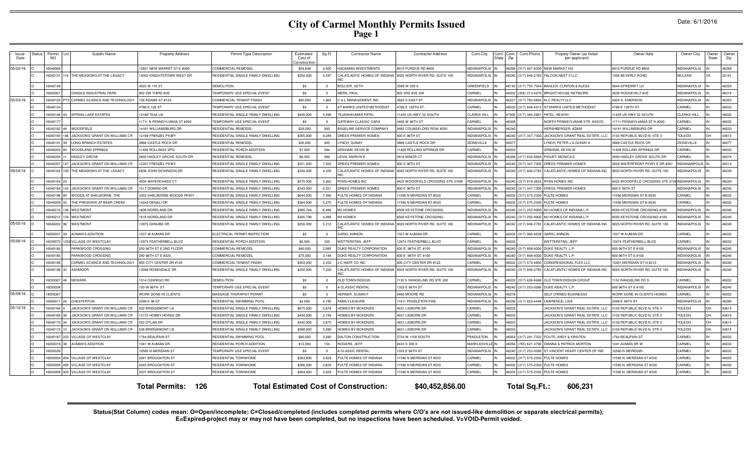# City of Carmel Monthly Permits Issued

## Page 1

Date: 6/1/2016

| Issue Date | Status | Permit NO | Lot | Subdiv Name | Property Address | Permit Type Description | Estimated Cost of Construction | Sq Ft | Contractor Name | Contractor Address | Cont.City | Cont. State | Cont. Zip | Cont.Phone | Propety Owner (as listed per applicant) | Owner Adrs | Owner City | Owner State | Owner Zip |
|---|---|---|---|---|---|---|---|---|---|---|---|---|---|---|---|---|---|---|---|
| 05/02/16 | O | 16040008 | | | 12821 NEW MARKET ST E #300 | COMMERCIAL REMODEL | $54,648 | 2,500 | HAGEMAN INVESTMENTS | 8910 PURDUE RD #600 | INDIANAPOLIS | IN | 46268 | (317) 927-8300 | NEW MARKET HG | 8910 PURDUE RD #600 | INDIANAPOLIS | IN | 46268 |
| | O | 16040131 | 116 | THE MEADOWS AT THE LEGACY | 14053 KNIGHTSTOWN WEST DR | RESIDENTIAL SINGLE FAMILY DWELLING | $250,000 | 4,597 | CALATLANTIC HOMES OF INDIANA INC | 9025 NORTH RIVER RD, SUITE 100 | INDIANAPOLIS | IN | 46240 | (317) 846-2783 | FALCON NEST II LLC | 1356 BEVERLY ROAD | MCLEAN | VA | 22101 |
| | O | 16040149 | | | 4525 W 116 ST | DEMOLITION | $0 | 0 | BOLLIER, SETH | 3589 W 200 S | GREENFIELD | IN | 46140 | (317) 755-7044 | BAHLER, CLINTON & ALESA | 5644 SPINDRIFT LN | INDIANAPOLIS | IN | 46220 |
| | O | 16050001 | | GRADLE INDUSTRIAL PARK | 902 SW THIRD AVE | TEMPORARY USE SPECIAL EVENT | $0 | 0 | MERK, PAUL | 902 3RD AVE SW | CARMEL | IN | 46032 | (305) 213-4970 | BRIGHT HOUSE NETWORK | 3030 ROOSEVELT AVE | INDIANAPOLIS | IN | 46218 |
| 05/03/16 | O | 16040120 | PT3 | CARMEL SCIENCE AND TECHNOLOGY | 726 ADAMS ST #120 | COMMERCIAL TENANT FINISH | $60,000 | 1,962 | C & L MANAGEMENT, INC | 3825 S EAST ST | INDIANAPOLIS | IN | 46227 | (317) 783-0894 | KLC REALTY LLC | 4924 S. EMERSON | INDIANAPOLIS | IN | 46203 |
| | O | 16040134 | | | 4780 E 126 ST | TEMPORARY USE SPECIAL EVENT | $0 | 0 | ST MARKS UNITED METHODIST | 4780 E 126TH ST. | CARMEL | IN | 46033 | (317) 846-4912 | ST MARKS UNITED METHODIST | 4780 E 126TH ST. | CARMEL | IN | 46033 |
| | O | 16040146 | 43 | SPRING LAKE ESTATES | 12188 TEAL LN | RESIDENTIAL SINGLE FAMILY DWELLING | $400,000 | 5,490 | TEJASHKUMAR PATEL | 11425 US HWY. 52 SOUTH | CLARKS HILL | IN | 47930 | (317) 384-2801 | PATEL, KESHVI | 11425 US HWY 52 SOUTH | CLARKS HILL | IN | 46032 |
| | O | 16040177 | | | 11711 N PENNSYLVANIA ST #200 | TEMPORARY USE SPECIAL EVENT | $0 | 0 | GATEWAY CLASSIC CARS | 4400 W 96TH ST | CARMEL | IN | 46268 | | NORTH PENNSYLVANIA STR. ASSOC. | 11711 PENNSYLVANIA ST N #200 | CARMEL | IN | 46032 |
| | O | 16040182 | 48 | WOODFIELD | 14181 WILLIAMSBURG DR | RESIDENTIAL REMODEL | $29,000 | 900 | BASELINE SERVICE COMPANY | 9465 COUNSELORS ROW #200 | INDIANAPOLIS | IN | 46240 | | HERSHBERGER, ADAM | 14181 WILLIMSBURG DR | CARMEL | IN | 46033 |
| | O | 16040190 | 146 | JACKSON'S GRANT ON WILLIAMS CR | 12199 FRENZEL PKWY | RESIDENTIAL SINGLE FAMILY DWELLING | $365,000 | 8,289 | DREES PREMIER HOMES | 900 E 96TH ST | INDIANAPOLIS | IN | 46240 | (317) 347-7300 | JACKSON'S GRANT REAL ESTATE, LLC | 3150 REPUBLIC BLVD N, STE 3 | TOLEDO | OH | 43615 |
| | O | 16040191 | 39 | LONG BRANCH ESTATES | 3868 CASTLE ROCK DR | RESIDENTIAL REMODEL | $20,000 | 400 | LYNCH, GUNAY | 3868 CASTLE ROCK DR | ZIONSVILLE | IN | 46077 | | LYNCH, PETER J & GUNAY A | 3868 CASTLE ROCK DR | ZIONSVILLE | IN | 46077 |
| | O | 16040203 | 84 | WOODLAND SPRINGS | 11409 ROLLINGS SPG | RESIDENTIAL PORCH ADDITION | $7,000 | 384 | GRAHAM, KEVIN W | 11409 ROLLING SPRINGS DR | CARMEL | IN | 46033 | | GRAHAM, KEVIN W | 11409 ROLLING SPRINGS DR | CARMEL | IN | 46033 |
| | O | 16040205 | 11 | HADLEY GROVE | 2693 HADLEY GROVE SOUTH DR | RESIDENTIAL REMODEL | $8,000 | 360 | LEIVA, MARVIN E | 2819 MINOR CT | INDIANAPOLIS | IN | 46268 | (317) 654-6669 | PIGUET, MONICA E | 2693 HADLEY GROVE SOUTH DR | CARMEL | IN | 46074 |
| | O | 16040207 | 147 | JACKSON'S GRANT ON WILLIAMS CR | 12207 FRENZEL PKWY | RESIDENTIAL SINGLE FAMILY DWELLING | $321,000 | 7,502 | DREES PREMIER HOMES | 900 E 96TH ST | INDIANAPOLIS | IN | 46240 | (317) 347-7300 | DREES PREMIER HOMES | 2629 WATERFRONT PKWY E DR #301 | INDIANANPOLIS | IN | 46214 |
| 05/04/16 | O | 16040162 | 100 | THE MEADOWS AT THE LEGACY | 6936 JOHN DICKINSON DR | RESIDENTIAL SINGLE FAMILY DWELLING | $250,000 | 4,335 | CALATLANTIC HOMES OF INDIANA INC | 9025 NORTH RIVER RD, SUITE 100 | INDIANAPOLIS | IN | 46240 | (317) 846-2783 | CALATLANTIC HOMES OF INDIANA INC | 9025 NORTH RIVER RD, SUITE 100 | INDIANAPOLIS | IN | 46240 |
| | O | 16040164 | 23 | | 4504 WATERCHASE CT | RESIDENTIAL SINGLE FAMILY DWELLING | $375,000 | 5,362 | RYAN HOMES INC | 8425 WOODFIELD CROSSING STE 310W | INDIANAPOLIS | IN | 46240 | (317) 819-2623 | RYAN HOMES INC | 8425 WOODFIELD CROSSING STE 310W | INDIANAPOLIS | IN | 46240 |
| | O | 16040184 | 143 | JACKSON'S GRANT ON WILLIAMS CR | 1017 DOMINO DR | RESIDENTIAL SINGLE FAMILY DWELLING | $343,000 | 6,321 | DREES PREMIER HOMES | 900 E 96TH ST | INDIANAPOLIS | IN | 46240 | (317) 347-7300 | DREES PREMIER HOMES | 900 E 96TH ST | INDIANAPOLIS | IN | 46240 |
| | O | 16040196 | 85 | WOODS AT SHELBORNE, THE | 3353 SHELBORNE WOODS PKWY | RESIDENTIAL SINGLE FAMILY DWELLING | $644,000 | 7,392 | PULTE HOMES OF INDIANA | 11590 N MERIDIAN ST #530 | CARMEL | IN | 46032 | (317) 575-2350 | PULTE HOMES | 11590 MERIDIAN ST N #530 | CARMEL | IN | 46032 |
| | O | 16040200 | 32 | THE PRESERVE AT BEAR CREEK | 14242 DENALI DR | RESIDENTIAL SINGLE FAMILY DWELLING | $364,000 | 5,275 | PULTE HOMES OF INDIANA | 11590 N MERIDIAN ST #530 | CARMEL | IN | 46032 | (317) 575-2350 | PULTE HOMES | 11590 MERIDIAN ST N #530 | CARMEL | IN | 46032 |
| | O | 16040210 | 136 | WESTMONT | 1606 NORDLAND DR | RESIDENTIAL SINGLE FAMILY DWELLING | $360,744 | 6,486 | M/I HOMES | 8500 KEYSTONE CROSSING | INDIANAPOLIS | IN | 46240 | (317) 255-9900 | M/I HOMES OF INDIANA L.P. | 8500 KEYSTONE CROSSING #190 | INDIANAPOLIS | IN | 46240 |
| | O | 16040212 | 134 | WESTMONT | 1618 NORDLAND DR | RESIDENTIAL SINGLE FAMILY DWELLING | $305,798 | 4,999 | M/I HOMES | 8500 KEYSTONE CROSSING | INDIANAPOLIS | IN | 46240 | (317) 255-9900 | M/I HOMES OF INDIANA L.P. | 8500 KEYSTONE CROSSING #190 | INDIANAPOLIS | IN | 46240 |
| 05/05/16 | O | 16040202 | 96 | WESTMONT | 13975 DANUBE DR | RESIDENTIAL SINGLE FAMILY DWELLING | $250,000 | 5,312 | CALATLANTIC HOMES OF INDIANA INC | 9025 NORTH RIVER RD, SUITE 100 | INDIANAPOLIS | IN | 46240 | (317) 846-2783 | CALATLANTIC HOMES OF INDIANA INC | 9025 NORTH RIVER RD, SUITE 100 | INDIANAPOLIS | IN | 46240 |
| | C | 16050037 | 39 | AUMAN'S ADDITION | 1037 W AUMAN DR | ELECTRICAL PERMIT/INSPECTION | $0 | 0 | SARIG, AMNON | 1037 W AUMAN DR | CARMEL | IN | 46032 | (317) 900-6628 | SARIG, AMNON | 1037 W AUMAN DR | CARMEL | IN | 46032 |
| 05/06/16 | O | 16030072 | 1253 | VILLAGE OF WESTCLAY | 12974 FEATHERBELL BLVD | RESIDENTIAL PORCH ADDITION | $6,500 | 320 | WETTERSTAN, JEFF | 12974 FEATHERBELL BLVD | CARMEL | IN | 46032 | | WETTERSTAN, JEFF | 12974 FEATHERBELL BLVD | CARMEL | IN | 46032 |
| | O | 16040180 | | PARKWOOD CROSSING | 250 96TH ST E 2ND FLOOR | COMMERCIAL REMODEL | $40,000 | 2,085 | DUKE REALTY CORPORATION | 600 E. 96TH ST. #100 | INDIANAPOLIS | IN | 46240 | (317) 808-6000 | DUKE REALTY, L.P. | 600 96TH ST E #100 | INDIANAPOLIS | IN | 46240 |
| | O | 16040185 | | PARKWOOD CROSSING | 280 96TH ST E #320 | COMMERCIAL REMODEL | $75,000 | 3,148 | DUKE REALTY CORPORATION | 600 E. 96TH ST. #100 | INDIANAPOLIS | IN | 46240 | (317) 808-6000 | DUKE REALTY, L.P. | 600 96TH ST E #100 | INDIANAPOLIS | IN | 46240 |
| | O | 16040186 | | CARMEL SCIENCE AND TECHNOLOGY | 805 CITY CENTER DR #120 | COMMERCIAL TENANT FINISH | $353,000 | 2,252 | J C HART CO INC | 805 CITY CENTER DR #120 | CARMEL | IN | 46032 | (317) 573-4800 | CONGRESSIONAL FLEX LLC | 10401 MERIDIAN ST N #210 | INDIANAPOLIS | IN | 46290 |
| | O | 16040198 | 32 | ASHMOOR | 13048 ROSENDALE DR | RESIDENTIAL SINGLE FAMILY DWELLING | $250,000 | 7,220 | CALATLANTIC HOMES OF INDIANA INC | 9025 NORTH RIVER RD, SUITE 100 | INDIANAPOLIS | IN | 46240 | (317) 846-2783 | CALATLANTIC HOMES OF INDIANA INC | 9025 NORTH RIVER RD, SUITE 100 | INDIANAPOLIS | IN | 46240 |
| | O | 16050007 | 48 | NEWARK | 1014 OSWEGO RD | DEMOLITION | $0 | 0 | OLD TOWN DESIGN | 1132 S RANGELINE RD STE 200 | CARMEL | IN | 46032 | (317) 626-8486 | OLD TOWN DESIGN GROUP | 1132 RANGELINE RD S | CARMEL | IN | 46032 |
| | O | 16050038 | | | 150 W 96TH ST | TEMPORARY USE SPECIAL EVENT | $0 | 0 | A CLASSIC RENTAL | 1333 E 86TH ST | INDIANAPOLIS | IN | 46240 | (317) 253-0586 | DUKE REALTY, L.P. | 600 96TH ST E #100 | INDIANAPOLIS | IN | 46240 |
| 05/09/16 | O | 14050067 | | | WORK DONE IN CLIENTS | MASSAGE THERAPIST PERMIT | $0 | 0 | HERNER, SUSAN F | 8460 MOORE RD | INDIANAPOLIS | IN | 46278 | | SELF OWNED BUSINESSS | WORK DONE IN CLIENTS HOMES | CARMEL | IN | 46032 |
| | O | 16050011 | 24 | CHESTERTON | 2399 E 98 ST | RESIDENTIAL SWIMMING POOL | $4,099 | 3,195 | FAMILY LEISURE | 11811 PENDLETON PIKE | INDIANAPOLIS | IN | 46236 | (317) 823-4448 | LAWRENCE, LISA | 2399 E 98TH ST | INDIANAPOLIS | IN | 46280 |
| 05/10/16 | O | 16040166 | 4 | JACKSON'S GRANT ON WILLIAMS CR | 502 BRIDGEMONT LN | RESIDENTIAL SINGLE FAMILY DWELLING | $670,000 | 5,878 | HOMES BY MCKENZIE | 4631 LISBORN DR | CARMEL | IN | 46033 | | JACKSON'S GRANT REAL ESTATE, LLC | 3150 REPUBLIC BLVD N, STE 3 | TOLEDO | OH | 43615 |
| | O | 16040168 | 36 | JACKSON'S GRANT ON WILLIAMS CR | 12175 HOBBY HORSE DR | RESIDENTIAL SINGLE FAMILY DWELLING | $430,000 | 3,748 | HOMES BY MCKENZIE | 4631 LISBORN DR | CARMEL | IN | 46033 | | JACKSON'S GRANT REAL ESTATE, LLC | 3150 REPUBLIC BLVD N, STE 3 | TOLEDO | OH | 43615 |
| | O | 16040170 | 34 | JACKSON'S GRANT ON WILLIAMS CR | 552 DYLAN DR | RESIDENTIAL SINGLE FAMILY DWELLING | $440,000 | 3,875 | HOMES BY MCKENZIE | 4631 LISBORN DR | CARMEL | IN | 46033 | | JACKSON'S GRANT REAL ESTATE, LLC | 3150 REPUBLIC BLVD N, STE 3 | TOLEDO | OH | 43615 |
| | O | 16040172 | 10 | JACKSON'S GRANT ON WILLIAMS CR | 538 BRIDGEMONT LN | RESIDENTIAL SINGLE FAMILY DWELLING | $580,000 | 5,280 | HOMES BY MCKENZIE | 4631 LISBORN DR | CARMEL | IN | 46033 | | JACKSON'S GRANT REAL ESTATE, LLC | 3150 REPUBLIC BLVD N, STE 3 | TOLEDO | OH | 43615 |
| | O | 16040187 | 223 | VILLAGE OF WESTCLAY | 1764 BEAUFAIN ST | RESIDENTIAL SWIMMING POOL | $80,000 | 3,280 | DALTON CONSTRUCTION | 3734 W 1100 SOUTH | PENDLETON | IN | 46064 | (317) 281-7322 | FOUTS, ANDY & KRISTEN | 1764 BEAUFAIN ST | CARMEL | IN | 46032 |
| | O | 16050019 | 38 | AUMAN'S ADDITION | 1041 W AUMAN DR | RESIDENTIAL PORCH ADDITION | $12,000 | 154 | ROGERS, JEFF | 8433 S 300 E | MARKLESVILLE | IN | 46056 | (765) 621-3790 | DIANNA & PATRICK MORTON | 1041 AUMAN DR W | CARMEL | IN | 46032 |
| | O | 16050039 | | | 10580 N MERIDIAN ST | TEMPORARY USE SPECIAL EVENT | $0 | 0 | A CLASSIC RENTAL | 1333 E 86TH ST | INDIANAPOLIS | IN | 46240 | (317) 253-0586 | ST VINCENT HEART CENTER OF IND | 10580 N MERIDIAN | CARMEL | IN | 46032 |
| | O | 16050054 | 404 | VILLAGE OF WESTCLAY | 2041 BROUGHTON ST | RESIDENTIAL TOWNHOME | $263,000 | 2,629 | PULTE HOMES OF INDIANA | 11590 N MERIDIAN ST #530 | CARMEL | IN | 46032 | (317) 575-2350 | PULTE HOMES | 11590 N. MERIDIAN ST #530 | CARMEL | IN | 46032 |
| | O | 16050056 | 405 | VILLAGE OF WESTCLAY | 2045 BROUGHTON ST | RESIDENTIAL TOWNHOME | $266,000 | 2,629 | PULTE HOMES OF INDIANA | 11590 N MERIDIAN ST #530 | CARMEL | IN | 46032 | (317) 575-2350 | PULTE HOMES | 11590 N. MERIDIAN ST #530 | CARMEL | IN | 46032 |
| | O | 16050058 | 403 | VILLAGE OF WESTCLAY | 2037 BROUGHTON ST | RESIDENTIAL TOWNHOME | $264,000 | 2,629 | PULTE HOMES OF INDIANA | 11590 N MERIDIAN ST #530 | CARMEL | IN | 46032 | (317) 575-2350 | PULTE HOMES | 11590 N. MERIDIAN ST #530 | CARMEL | IN | 46032 |

**Total Permits: 126** **Total Estimated Cost of Construction: $40,452,856.00** **Total Sq.Ft.: 606,231**

**Status(Stat Column) codes mean: O=Open/incomplete; C=Closed/completed (includes completed permits where C/O's are not issued-like demolition or separate electrical permits); E=Expired-project may or may not have been completed, but no inspections have been scheduled. V=VOID-Permit voided.**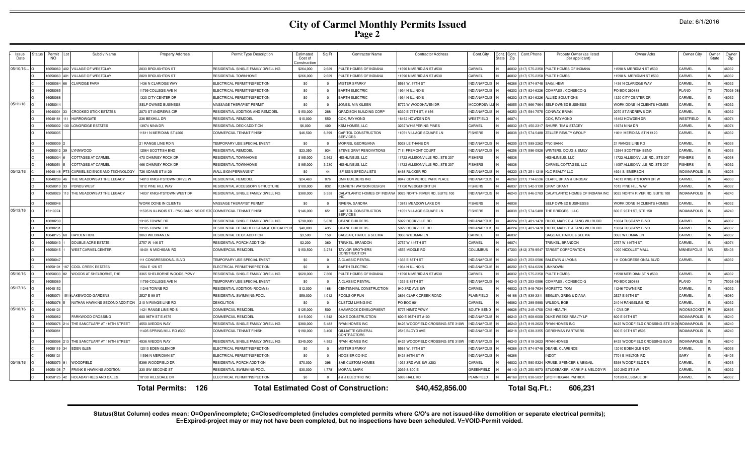# City of Carmel Monthly Permits Issued

## Page 2

Date: 6/1/2016

| Issue Date | Status | Permit NO | Lot | Subdiv Name | Property Address | Permit Type Description | Estimated Cost of Construction | Sq Ft | Contractor Name | Contractor Address | Cont.City | Cont. State | Cont. Zip | Cont.Phone | Propety Owner (as listed per applicant) | Owner Adrs | Owner City | Owner State | Owner Zip |
|---|---|---|---|---|---|---|---|---|---|---|---|---|---|---|---|---|---|---|---|
| 05/10/16... | O | 16050060 | 402 | VILLAGE OF WESTCLAY | 2033 BROUGHTON ST | RESIDENTIAL SINGLE FAMILY DWELLING | $264,000 | 2,629 | PULTE HOMES OF INDIANA | 11590 N MERIDIAN ST #530 | CARMEL | IN | 46032 | (317) 575-2350 | PULTE HOMES OF INDIANA | 11590 N MERIDIAN ST #530 | CARMEL | IN | 46032 |
| | O | 16050063 | 401 | VILLAGE OF WESTCLAY | 2029 BROUGHTON ST | RESIDENTIAL TOWNHOME | $266,000 | 2,629 | PULTE HOMES OF INDIANA | 11590 N MERIDIAN ST #530 | CARMEL | IN | 46032 | (317) 575-2350 | PULTE HOMES | 11590 N. MERIDIAN ST #530 | CARMEL | IN | 46032 |
| | C | 16050064 | 68 | CLARIDGE FARM | 1436 N CLARIDGE WAY | ELECTRICAL PERMIT/INSPECTION | $0 | 0 | MISTER SPARKY | 5561 W. 74TH ST | INDIANAPOLIS | IN | 46268 | (317) 874-8748 | SAGI, HEMI | 1436 N CLARIDGE WAY | CARMEL | IN | 46032 |
| | O | 16050065 | | | 11799 COLLEGE AVE N | ELECTRICAL PERMIT/INSPECTION | $0 | 0 | BARTH ELECTRIC | 1934 N ILLINOIS | INDIANAPOLIS | IN | 46202 | (317) 924-6226 | COMPASS / CONSECO G | PO BOX 260888 | PLANO | TX | 75026-08 |
| | O | 16050066 | | | 1320 CITY CENTER DR | ELECTRICAL PERMIT/INSPECTION | $0 | 0 | BARTH ELECTRIC | 1934 N ILLINOIS | INDIANAPOLIS | IN | 46202 | (317) 924-6226 | ALLIED SOLUTIONS | 1320 CITY CENTER DR | CARMEL | IN | 46032 |
| 05/11/16 | O | 14050014 | | | SELF OWNED BUSINESS | MASSAGE THERAPIST PERMIT | $0 | 0 | JONES, MIA KILEEN | 5772 W WOODHAVEN DR | MCCORDSVILLE | IN | 46055 | (317) 966-7964 | SELF OWNED BUSINESS | WORK DONE IN CLIENTS HOMES | CARMEL | IN | 46032 |
| | O | 16040001 | 33 | CROOKED STICK ESTATES | 2070 ST ANDREWS CIR | RESIDENTIAL ADDITION AND REMODEL | $150,000 | 288 | GRADISON BUILDING CORP | 6330 E 75TH ST. # 156 | INDIANAPOLIS | IN | 46250 | (317) 594-7575 | CONWAY, BRIAN | 2070 ST ANDREWS CIR | CARMEL | IN | 46032 |
| | O | 16040181 | 111 | HARROWGATE | 236 BEXHILL DR | RESIDENTIAL REMODEL | $10,000 | 550 | COX, RAYMOND | 16162 HOWDEN DR | WESTFIELD | IN | 46074 | | COX, RAYMOND | 16162 HOWDEN DR | WESTFIELD | IN | 46074 |
| | O | 16050002 | 130 | LONGRIDGE ESTATES | 13974 NINA DR | RESIDENTIAL DECK ADDITION | $6,000 | 400 | KSM HOMES, LLC | 3237 WHISPERING PINES | CARMEL | IN | 46032 | (317) 450-2317 | SHURR, TIM & STACEY | 13974 NINA DR | CARMEL | IN | 46074 |
| | O | 16050005 | | | 11611 N MERIDIAN ST #200 | COMMERCIAL TENANT FINISH | $46,500 | 6,399 | CAPITOL CONSTRUCTION SERVICES | 11051 VILLAGE SQUARE LN | FISHERS | IN | 46038 | (317) 574-5488 | ZELLER REALTY GROUP | 11611 MERIDIAN ST N #120 | CARMEL | IN | 46032 |
| | O | 16050009 | 2 | | 21 RANGE LINE RD N | TEMPORARY USE SPECIAL EVENT | $0 | 0 | MORRIS, GEORGIANA | 5028 LE THANS DR | INDIANAPOLIS | IN | 46205 | (317) 599-2262 | PNC BANK | 21 RANGE LINE RD | CARMEL | IN | 46033 |
| | O | 16050012 | 39 | LYNNWOOD | 12564 SCOTTISH BND | RESIDENTIAL REMODEL | $23,350 | 934 | STEVE GRAY RENOVATIONS | 7111 FREMONT COURT | INDIANAPOLIS | IN | 46256 | (317) 596-0928 | WINTERS, DOUG & EMILY | 12564 SCOTTISH BEND | CARMEL | IN | 46033 |
| | O | 16050034 | 6 | COTTAGES AT CARMEL | 470 CHIMNEY ROCK DR | RESIDENTIAL TOWNHOME | $185,000 | 2,962 | HIGHLINEUS, LLC | 11722 ALLISONVILLE RD., STE 207 | FISHERS | IN | 46038 | | HIGHLINEUS, LLC | 11722 ALLISONVILLE RD., STE 207 | FISHERS | IN | 46038 |
| | O | 16050051 | 5 | COTTAGES AT CARMEL | 466 CHIMNEY ROCK DR | RESIDENTIAL TOWNHOME | $185,000 | 3,230 | HIGHLINEUS, LLC | 11722 ALLISONVILLE RD., STE 207 | FISHERS | IN | 46038 | | CARMEL COTTAGES, LLC | 11057 ALLISONVILLE RD, STE 207 | FISHERS | IN | 46032 |
| 05/12/16 | C | 16040148 | PT3 | CARMEL SCIENCE AND TECHNOLOGY | 726 ADAMS ST #120 | WALL SIGN PERMANENT | $0 | 44 | ISF SIGN SPECIALISTS | 6468 RUCKER RD | INDIANAPOLIS | IN | 46220 | (317) 251-1219 | KLC REALTY LLC | 4924 S. EMERSON | INDIANAPOLIS | IN | 46203 |
| | O | 16040208 | 46 | THE MEADOWS AT THE LEGACY | 14013 KNIGHTSTOWN DRIVE W | RESIDENTIAL REMODEL | $24,463 | 876 | CMH BUILDERS INC | 8847 COMMERCE PARK PLACE | INDIANAPOLIS | IN | 46268 | (317) 714-6536 | CLARK, BRIAN & LINDSAY | 14013 KNIGHTSTOWN DR W | CARMEL | IN | 46033 |
| | O | 16050010 | 33 | PONDS WEST | 1012 PINE HILL WAY | RESIDENTIAL ACCESSORY STRUCTURE | $100,000 | 832 | KENNETH WATSON DESIGN | 11720 WEDGEPORT LN | FISHERS | IN | 46037 | (317) 542-3130 | GRAY, GRANT | 1012 PINE HILL WAY | CARMEL | IN | 46032 |
| | O | 16050029 | 113 | THE MEADOWS AT THE LEGACY | 14037 KNIGHTSTOWN WEST DR | RESIDENTIAL SINGLE FAMILY DWELLING | $380,000 | 5,558 | CALATLANTIC HOMES OF INDIANA INC | 9025 NORTH RIVER RD, SUITE 100 | INDIANAPOLIS | IN | 46240 | (317) 846-2783 | CALATLANTIC HOMES OF INDIANA INC | 9025 NORTH RIVER RD, SUITE 100 | INDIANAPOLIS | IN | 46240 |
| | O | 16050048 | | | WORK DONE IN CLIENTS | MASSAGE THERAPIST PERMIT | $0 | 0 | RIVERA, SANDRA | 13813 MEADOW LAKE DR | FISHERS | IN | 46038 | | SELF OWNED BUSINESSS | WORK DONE IN CLIENTS HOMES | CARMEL | IN | 46032 |
| 05/13/16 | O | 15110074 | | | 11505 N ILLINOIS ST - PNC BANK INSIDE STO | COMMERCIAL TENANT FINISH | $146,000 | 651 | CAPITOL CONSTRUCTION SERVICES | 11051 VILLAGE SQUARE LN | FISHERS | IN | 46038 | (317) 574-5488 | THE BRIDGES II LLC | 600 E 96TH ST, STE 150 | INDIANAPOLIS | IN | 46240 |
| | O | 16030230 | | | 13105 TOWNE RD | RESIDENTIAL SINGLE FAMILY DWELLING | $790,000 | 5,670 | CRANE BUILDERS | 5022 ROCKVILLE RD | INDIANAPOLIS | IN | 46224 | (317) 481-1470 | RUDD, MARK C & FANG WU RUDD | 13004 TUSCANY BLVD | CARMEL | IN | 46032 |
| | O | 16030231 | | | 13105 TOWNE RD | RESIDENTIAL DETACHED GARAGE OR CARPORT | $40,000 | 435 | CRANE BUILDERS | 5022 ROCKVILLE RD | INDIANAPOLIS | IN | 46224 | (317) 481-1470 | RUDD, MARK C & FANG WU RUDD | 13004 TUSCANY BLVD | CARMEL | IN | 46032 |
| | O | 16040175 | 60 | HAYDEN RUN | 3063 WILDMAN LN | RESIDENTIAL DECK ADDITION | $3,500 | 150 | SAGGAR, RAHUL & SEEMA | 3063 WILDMAN LN | CARMEL | IN | 46032 | | SAGGAR, RAHUL & SEEMA | 3063 WILDMAN LN | CARMEL | IN | 46032 |
| | O | 16050013 | 1 | DOUBLE ACRE ESTATE | 2757 W 146 ST | RESIDENTIAL PORCH ADDITION | $2,200 | 360 | TRINKEL, BRANDON | 2757 W 146TH ST | CARMEL | IN | 46074 | | TRINKEL, BRANDON | 2757 W 146TH ST | CARMEL | IN | 46074 |
| | O | 16050015 | 1 | WEST CARMEL CENTER | 10401 N MICHIGAN RD | COMMERCIAL REMODEL | $150,500 | 3,274 | TAYLOR BROTHERS CONSTRUCTION | 4555 MIDDLE RD | COLUMBUS | IN | 47203 | (812) 379-9547 | TARGET CORPORATION | 1000 NICOLLET MALL | MINNEAPOLIS | MN | 55403 |
| | O | 16050047 | | | 111 CONGRESSIONAL BLVD | TEMPORARY USE SPECIAL EVENT | $0 | 0 | A CLASSIC RENTAL | 1333 E 86TH ST | INDIANAPOLIS | IN | 46240 | (317) 253-0586 | BALDWIN & LYONS | 111 CONGRESSIONAL BLVD | CARMEL | IN | 46032 |
| | C | 16050101 | 187 | COOL CREEK ESTATES | 1504 E 126 ST | ELECTRICAL PERMIT/INSPECTION | $0 | 0 | BARTH ELECTRIC | 1934 N ILLINOIS | INDIANAPOLIS | IN | 46202 | (317) 924-6226 | UNKNOWN | | | | |
| 05/16/16 | O | 16050033 | 82 | WOODS AT SHELBORNE, THE | 3365 SHELBORNE WOODS PKWY | RESIDENTIAL SINGLE FAMILY DWELLING | $620,000 | 7,860 | PULTE HOMES OF INDIANA | 11590 N MERIDIAN ST #530 | CARMEL | IN | 46032 | (317) 575-2350 | PULTE HOMES | 11590 MERIDIAN ST N #530 | CARMEL | IN | 46032 |
| | O | 16050069 | | | 11799 COLLEGE AVE N | TEMPORARY USE SPECIAL EVENT | $0 | 0 | A CLASSIC RENTAL | 1333 E 86TH ST | INDIANAPOLIS | IN | 46240 | (317) 253-0586 | COMPASS / CONSECO G | PO BOX 260888 | PLANO | TX | 75026-08 |
| 05/17/16 | O | 16040152 | | | 11246 TOWNE RD | RESIDENTIAL ADDITION-ROOM(S) | $12,000 | 168 | CENTENNIAL CONSTRUCTION | 940 3RD AVE SW | CARMEL | IN | 46032 | (317) 848-7634 | MORETTO, TOM | 11246 TOWNE RD | CARMEL | IN | 46032 |
| | O | 16050071 | 15/16 | LAKEWOOD GARDENS | 2527 E 99 ST | RESIDENTIAL SWIMMING POOL | $59,000 | 1,012 | POOLS OF FUN | 3891 CLARK CREEK ROAD | PLAINFIELD | IN | 46168 | (317) 839-3311 | BEGLEY, GREG & DIANA | 2527 E 99TH ST | CARMEL | IN | 46080 |
| | O | 16050078 | 5 | NATHAN HAWKINS SECOND ADDITION | 210 N RANGE LINE RD | DEMOLITION | $0 | 0 | CUSTOM LIVING INC | PO BOX 901 | CARMEL | IN | 46082 | (317) 289-5990 | WILSON, BOB | 210 N RANGELINE RD | CARMEL | IN | 46032 |
| 05/18/16 | O | 16040121 | | | 1421 RANGE LINE RD S | COMMERCIAL REMODEL | $125,000 | 500 | SHAMROCK DEVELOPMENT | 5775 NIMTZ PKWY | SOUTH BEND | IN | 46628 | (574) 245-4700 | CVS HEALTH | 1 CVS DR | WOONSOCKET | RI | 02895 |
| | O | 16050062 | | PARKWOOD CROSSING | 600 96TH ST E #575 | COMMERCIAL REMODEL | $115,000 | 1,542 | DUKE CONSTRUCTION | 600 E 96TH ST #100 | INDIANAPOLIS | IN | 46240 | (317) 808-6000 | DUKE WEEKS REALTY LP | 600 E 96TH ST | INDIANAPOLIS | IN | 46240 |
| | O | 16050076 | 214 | THE SANCTUARY AT 116TH STREET | 4550 AVEDON WAY | RESIDENTIAL SINGLE FAMILY DWELLING | $380,000 | 5,483 | RYAN HOMES INC | 8425 WOODFIELD CROSSING STE 310W | INDIANAPOLIS | IN | 46240 | (317) 819-2623 | RYAN HOMES INC | 8425 WOODFIELD CROSSING STE 310W | INDIANAPOLIS | IN | 46240 |
| | O | 16050081 | | | 11405 SPRING MILL RD #300 | COMMERCIAL TENANT FINISH | $190,000 | 3,400 | GILLIATTE GENERAL CONTRACTORS | 2515 BLOYD AVE | INDIANAPOLIS | IN | 46218 | (317) 638-3355 | GERSHMAN PARTNERS | 600 E 96TH ST #595 | INDIANAPOLIS | IN | 46240 |
| | O | 16050096 | 213 | THE SANCTUARY AT 116TH STREET | 4538 AVEDON WAY | RESIDENTIAL SINGLE FAMILY DWELLING | $345,000 | 4,952 | RYAN HOMES INC | 8425 WOODFIELD CROSSING STE 310W | INDIANAPOLIS | IN | 46240 | (317) 819-2623 | RYAN HOMES | 8425 WOODFIELD CROSSING BLVD | INDIANAPOLIS | IN | 46240 |
| | C | 16050119 | 34 | EDEN GLEN | 12010 EDEN GLEN DR | ELECTRICAL PERMIT/INSPECTION | $0 | 0 | MISTER SPARKY | 5561 W. 74TH ST | INDIANAPOLIS | IN | 46268 | (317) 874-8748 | DEANE, CLARENCE | 12010 EDEN GLEN DR | CARMEL | IN | 46033 |
| | C | 16050121 | | | 11596 N MERIDIAN ST | ELECTRICAL PERMIT/INSPECTION | $0 | 0 | HOOSIER CO INC | 5421 86TH ST W | INDIANAPOLIS | IN | 46268 | | INDOT | 7701 E MELTON RD | GARY | IN | 46403 |
| 05/19/16 | O | 16050073 | 91 | WOODFIELD | 5398 WOODFIELD DR | RESIDENTIAL PORCH ADDITION | $70,000 | 396 | SAE CUSTOM HOMES | 1033 3RD AVE SW #203 | CARMEL | IN | 46032 | (317) 590-5324 | KRUSE, SPENCER & ABIGAIL | 5398 WOODFIELD DR | CARMEL | IN | 46033 |
| | O | 16050106 | 7 | FRANK E HAWKINS ADDITION | 330 SW SECOND ST | RESIDENTIAL SWIMMING POOL | $30,000 | 1,778 | MORAN, MARK | 2039 S 600 E | GREENFIELD | IN | 46140 | (317) 250-9573 | STUDEBAKER, MARK P & MELODY R | 330 2ND ST SW | CARMEL | IN | 46032 |
| | C | 16050125 | 42 | HOLADAY HILLS AND DALES | 10130 HILLSDALE DR | ELECTRICAL PERMIT/INSPECTION | $0 | 0 | J & J ELECTRIC INC | 5885 HALL RD | PLAINFIELD | IN | 46168 | (317) 838-5837 | STOFFREGAN, PATRICK | 10130HILLSDALE DR | CARMEL | IN | 46032 |

**Total Permits: 126 Total Estimated Cost of Construction: $40,452,856.00 Total Sq.Ft.: 606,231**

**Status(Stat Column) codes mean: O=Open/incomplete; C=Closed/completed (includes completed permits where C/O's are not issued-like demolition or separate electrical permits); E=Expired-project may or may not have been completed, but no inspections have been scheduled. V=VOID-Permit voided.**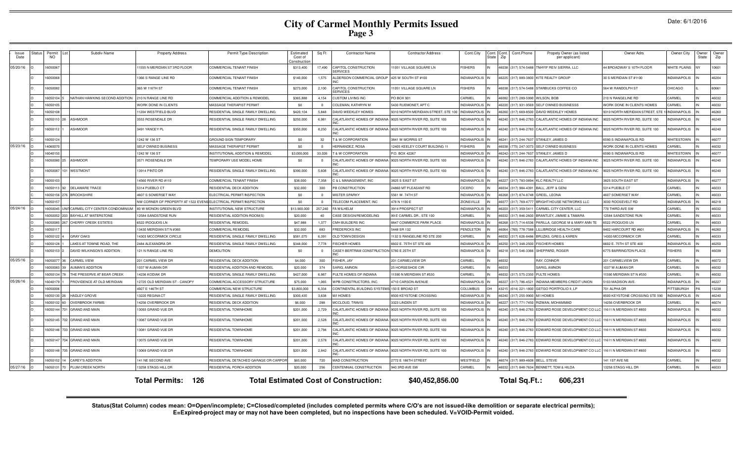# City of Carmel Monthly Permits Issued

## Page 3

Date: 6/1/2016

| Issue Date | Status | Permit NO | Lot | Subdiv Name | Property Address | Permit Type Description | Estimated Cost of Construction | Sq Ft | Contractor Name | Contractor Address | Cont.City | Cont. State | Cont. Zip | Cont.Phone | Propety Owner (as listed per applicant) | Owner Adrs | Owner City | Owner State | Owner Zip |
|---|---|---|---|---|---|---|---|---|---|---|---|---|---|---|---|---|---|---|---|
| 05/20/16 | O | 16050067 | | | 11555 N MERIDIAN ST 3RD FLOOR | COMMERCIAL TENANT FINISH | $313,400 | 17,490 | CAPITOL CONSTRUCTION SERVICES | 11051 VILLAGE SQUARE LN | FISHERS | IN | 46038 | (317) 574-5488 | TNHYIF REIV SIERRA, LLC | 44 BROADWAY S 10TH FLOOR | WHITE PLAINS | NY | 10601 |
| | O | 16050068 | | | 1366 S RANGE LINE RD | COMMERCIAL TENANT FINISH | $140,000 | 1,575 | ALDERSON COMMERCIAL GROUP INC | 425 W SOUTH ST #100 | INDIANAPOLIS | IN | 46225 | (317) 889-3800 | KITE REALTY GROUP | 30 S MERIDIAN ST #1100 | INDIANAPOLIS | IN | 46204 |
| | O | 16050082 | | | 365 W 116TH ST | COMMERCIAL TENANT FINISH | $273,000 | 2,100 | CAPITOL CONSTRUCTION SERVICES | 11051 VILLAGE SQUARE LN | FISHERS | IN | 46038 | (317) 574-5488 | STARBUCKS COFFEE CO | 564 W RANDOLPH ST | CHICAGO | IL | 60661 |
| | O | 16050104 | 5 | NATHAN HAWKINS SECOND ADDITION | 210 N RANGE LINE RD | COMMERCIAL ADDITION & REMODEL | $365,888 | 4,154 | CUSTOM LIVING INC | PO BOX 901 | CARMEL | IN | 46082 | (317) 289-5990 | WILSON, BOB | 210 N RANGELINE RD | CARMEL | IN | 46032 |
| | O | 16050105 | | | WORK DONE IN CLIENTS | MASSAGE THERAPIST PERMIT | $0 | 0 | COLEMAN, KATHRYN M | 5430 RUEMONET, APT C | INDIANAPOLIS | IN | 46220 | (317) 931-9569 | SELF OWNED BUSINESSS | WORK DONE IN CLIENTS HOMES | CARMEL | IN | 46032 |
| | O | 16050108 | | | 11204 WESTFIELD BLVD | RESIDENTIAL SINGLE FAMILY DWELLING | $420,104 | 5,848 | DAVID WEEKLEY HOMES | 9310 NORTH MERIDIAN STREET, STE 100 | INDIANAPOLIS | IN | 46260 | (317) 669-8500 | DAVID WEEKLEY HOMES | 9310 NORTH MERIDIAN STREET, STE 10 | INDIANAPOLIS | IN | 46260 |
| | O | 16050110 | 28 | ASHMOOR | 3553 ROSENDALE DR | RESIDENTIAL SINGLE FAMILY DWELLING | $250,000 | 6,981 | CALATLANTIC HOMES OF INDIANA INC | 9025 NORTH RIVER RD, SUITE 100 | INDIANAPOLIS | IN | 46240 | (317) 846-2783 | CALATLANTIC HOMES OF INDIANA INC | 9025 NORTH RIVER RD, SUITE 100 | INDIANAPOLIS | IN | 46240 |
| | O | 16050112 | 1 | ASHMOOR | 3491 YANCEY PL | RESIDENTIAL SINGLE FAMILY DWELLING | $350,000 | 8,250 | CALATLANTIC HOMES OF INDIANA INC | 9025 NORTH RIVER RD, SUITE 100 | INDIANAPOLIS | IN | 46240 | (317) 846-2783 | CALATLANTIC HOMES OF INDIANA INC | 9025 NORTH RIVER RD, SUITE 100 | INDIANAPOLIS | IN | 46240 |
| | C | 16050124 | | | 1242 W 136 ST | GROUND SIGN TEMPORARY | $0 | 32 | T & W CORPORATION | 3841 W MORRIS ST | INDIANAPOLIS | IN | 46241 | (317) 244-7637 | STANLEY, JAMES D | 6590 S INDIANAPOLIS RD | WHITESTOWN | IN | 46077 |
| 05/23/16 | O | 14060070 | | | SELF OWNED BUSINESS | MASSAGE THERAPIST PERMIT | $0 | 0 | HERNANDEZ, ROSA | 12405 KEELEY COURT BUILDING 11 | FISHERS | IN | 46038 | (775) 247-3073 | SELF OWNED BUSINESS | WORK DONE IN CLIENTS HOMES | CARMEL | IN | 46032 |
| | O | 16040150 | | | 1242 W 136 ST | INSTITUTIONAL ADDITION & REMODEL | $3,000,000 | 33,026 | T & W CORPORATION | P.O. BOX 42267 | INDIANAPOLIS | IN | 46242 | (317) 244-7637 | STANLEY, JAMES D | 6590 S INDIANAPOLIS RD | WHITESTOWN | IN | 46077 |
| | O | 16050080 | 25 | ASHMOOR | 3571 ROSENDALE DR | TEMPORARY USE MODEL HOME | $0 | 0 | CALATLANTIC HOMES OF INDIANA INC | 9025 NORTH RIVER RD, SUITE 100 | INDIANAPOLIS | IN | 46240 | (317) 846-2783 | CALATLANTIC HOMES OF INDIANA INC | 9025 NORTH RIVER RD, SUITE 100 | INDIANAPOLIS | IN | 46240 |
| | O | 16050087 | 101 | WESTMONT | 13914 PINTO DR | RESIDENTIAL SINGLE FAMILY DWELLING | $390,000 | 5,608 | CALATLANTIC HOMES OF INDIANA INC | 9025 NORTH RIVER RD, SUITE 100 | INDIANAPOLIS | IN | 46240 | (317) 846-2783 | CALATLANTIC HOMES OF INDIANA INC | 9025 NORTH RIVER RD, SUITE 100 | INDIANAPOLIS | IN | 46240 |
| | O | 16050103 | | | 14560 RIVER RD #110 | COMMERCIAL TENANT FINISH | $38,000 | 7,358 | C & L MANAGEMENT, INC | 3825 S EAST ST | INDIANAPOLIS | IN | 46227 | (317) 783-0894 | KLC REALTY LLC | 3825 SOUTH EAST ST | INDIANAPOLIS | IN | 46277 |
| | O | 16050113 | 92 | DELAWARE TRACE | 5314 PUEBLO CT | RESIDENTIAL DECK ADDITION | $32,000 | 300 | PB CONSTRUCTION | 24860 MT PLEASANT RD | CICERO | IN | 46034 | (317) 984-4391 | BALL, JEFF & GENI | 5314 PUEBLE CT | CARMEL | IN | 46033 |
| | O | 16050156 | 276 | BROOKSHIRE | 4607 S SOMERSET WAY | ELECTRICAL PERMIT/INSPECTION | $0 | 0 | MISTER SPARKY | 5561 W. 74TH ST | INDIANAPOLIS | IN | 46268 | (317) 874-8748 | GREEL, LEONA | 4607 SOMERSET WAY | CARMEL | IN | 46033 |
| | C | 16050157 | | | NW CORNER OF PROPERTY AT 1522 EVENS | ELECTRICAL PERMIT/INSPECTION | $0 | 0 | TELECOM PLACEMENT, INC | 478 N 1100 E | ZIONSVILLE | IN | 46077 | (317) 769-4777 | BRIGHT HOUSE NETWORKS LLC | 3030 ROOSEVELT RD | INDIANAPOLIS | IN | 46218 |
| 05/24/16 | O | 16050045 | UNIT | CARMEL CITY CENTER CONDOMINIUM | 80 W MONON GREEN BLVD | INSTITUTIONAL NEW STRUCTURE | $13,900,000 | 257,240 | FA WILHELM | 3914 PROSPECT ST | INDIANAPOLIS | IN | 46203 | (317) 359-5411 | CARMEL CITY CENTER, LLC | 770 THIRD AVE SW | CARMEL | IN | 46032 |
| | O | 16050052 | 203 | BAYHILL AT WATERSTONE | 12584 SANDSTONE RUN | RESIDENTIAL ADDITION-ROOM(S) | $20,000 | 40 | CASE DESIGN/REMODELING | 99 E CARMEL DR., STE 100 | CARMEL | IN | 46032 | (317) 846-2600 | BRANTLEY, JIMMIE & TAMARA | 12584 SANDSTONE RUN | CARMEL | IN | 46033 |
| | O | 16050085 | 267 | CHERRY CREEK ESTATES | 6522 IROQUOIS LN | RESIDENTIAL REMODEL | $47,988 | 1,377 | CMH BUILDERS INC | 8847 COMMERCE PARK PLACE | INDIANAPOLIS | IN | 46268 | (317) 714-6536 | PARILLA, GEORGE M & MARY ANN TE | 6522 IROQUOIS LN | CARMEL | IN | 46033 |
| | O | 16050117 | | | 13430 MERIDIAN ST N #365 | COMMERCIAL REMODEL | $32,000 | 683 | FREDERICKS INC | 5448 SR 132 | PENDLETON | IN | 46064 | (765) 778-7588 | LILLIBRIDGE HEALTH CARE | 8402 HARCOURT RD #601 | INDIANAPOLIS | IN | 46260 |
| | O | 16050122 | 4 | GRAY OAKS | 14303 MCCORMICK CIRCLE | RESIDENTIAL SINGLE FAMILY DWELLING | $581,075 | 6,391 | OLD TOWN DESIGN | 1132 S RANGELINE RD STE 200 | CARMEL | IN | 46032 | (317) 626-8486 | BRUZAS, GREG & KAREN | 14303 MCCORMICK CIR | CARMEL | IN | 46033 |
| | O | 16050128 | 1 | LAKES AT TOWNE ROAD, THE | 2484 ALEXANDRA DR | RESIDENTIAL SINGLE FAMILY DWELLING | $348,000 | 7,778 | FISCHER HOMES | 6602 E. 75TH ST STE 400 | INDIANAPOLIS | IN | 46250 | (317) 348-2500 | FISCHER HOMES | 6602 E. 75TH ST STE 400 | INDIANAPOLIS | IN | 46250 |
| | O | 16050153 | 2 | DAVID WILKINSON'S ADDITION | 121 N RANGE LINE RD | DEMOLITION | $0 | 0 | CASEY-BERTRAM CONSTRUCTION INC | 5780 E 25TH ST | INDIANAPOLIS | IN | 46218 | (317) 546-3366 | SHEPPARD, ROGER | 6775 BARRINGTON PLACE | FISHERS | IN | 46038 |
| 05/25/16 | O | 16050077 | 36 | CARMEL VIEW | 201 CARMEL VIEW DR | RESIDENTIAL DECK ADDITION | $4,000 | 300 | FISHER, JAY | 201 CARMELVIEW DR | CARMEL | IN | 46032 | | RAY, CONNOR | 201 CARMELVIEW DR | CARMEL | IN | 46072 |
| | O | 16050083 | 39 | AUMAN'S ADDITION | 1037 W AUMAN DR | RESIDENTIAL ADDITION AND REMODEL | $20,000 | 374 | SARIG, AMNON | 25 HORSESHOE CIR | CARMEL | IN | 46033 | | SARIG, AMNON | 1037 W AUMAN DR | CARMEL | IN | 46032 |
| | O | 16050134 | 78 | THE PRESERVE AT BEAR CREEK | 14236 KODIAK DR | RESIDENTIAL SINGLE FAMILY DWELLING | $427,000 | 6,987 | PULTE HOMES OF INDIANA | 11590 N MERIDIAN ST #530 | CARMEL | IN | 46032 | (317) 575-2350 | PULTE HOMES | 11590 MERIDIAN ST N #530 | CARMEL | IN | 46032 |
| 05/26/16 | O | 16040179 | 1 | PROVIDENCE AT OLD MERIDIAN | 12725 OLD MERIDIAN ST - CANOPY | COMMERCIAL ACCESSORY STRUCTURE | $75,000 | 1,065 | WPB CONSTRUCTORS, INC. | 4710 CARSON AVENUE | INDIANAPOLIS | IN | 46227 | (317) 786-4521 | INDIANA MEMBERS CREDIT UNION | 5103 MADISON AVE. | INDIANAPOLIS | IN | 46227 |
| | O | 16050006 | | | 4927 E 146TH ST | COMMERCIAL NEW STRUCTURE | $3,800,000 | 6,334 | CONTINENTAL BUILDING SYSTEMS | 150 E BROAD ST | COLUMBUS | OH | 43215 | (614) 221-1800 | GETGO PORTFOLIO II, LP | 701 ALPHA DR | PITTSBURGH | PA | 15238 |
| | O | 16050130 | 26 | HADLEY GROVE | 13220 REGINA CT | RESIDENTIAL SINGLE FAMILY DWELLING | $300,435 | 3,638 | M/I HOMES | 8500 KEYSTONE CROSSING | INDIANAPOLIS | IN | 46240 | (317) 255-9900 | M/I HOMES | 8500 KEYSTONE CROSSING STE 590 | INDIANAPOLIS | IN | 46240 |
| | O | 16050132 | 60 | OVERBROOK FARMS | 14256 OVERBROOK DR | RESIDENTIAL DECK ADDITION | $6,000 | 288 | MCCLOUD, TRAVIS | 3323 LINDEN ST | INDIANAPOLIS | IN | 46227 | (317) 771-7450 | RIZWAN, MOHAMMAD | 14256 OVERBROOK DR | CARMEL | IN | 46074 |
| | O | 16050144 | 701 | GRAND AND MAIN | 13093 GRAND VUE DR | RESIDENTIAL TOWNHOME | $201,000 | 2,729 | CALATLANTIC HOMES OF INDIANA INC | 9025 NORTH RIVER RD, SUITE 100 | INDIANAPOLIS | IN | 46240 | (317) 846-2783 | EDWARD ROSE DEVELOPMENT CO LLC | 11611 N MERIDIAN ST #800 | INDIANAPOLIS | IN | 46032 |
| | O | 16050145 | 702 | GRAND AND MAIN | 13087 GRAND VUE DR | RESIDENTIAL TOWNHOME | $201,000 | 2,528 | CALATLANTIC HOMES OF INDIANA INC | 9025 NORTH RIVER RD, SUITE 100 | INDIANAPOLIS | IN | 46240 | (317) 846-2783 | EDWARD ROSE DEVELOPMENT CO LLC | 11611 N MERIDIAN ST #800 | INDIANAPOLIS | IN | 46032 |
| | O | 16050146 | 703 | GRAND AND MAIN | 13081 GRAND VUE DR | RESIDENTIAL TOWNHOME | $201,000 | 2,794 | CALATLANTIC HOMES OF INDIANA INC | 9025 NORTH RIVER RD, SUITE 100 | INDIANAPOLIS | IN | 46240 | (317) 846-2783 | EDWARD ROSE DEVELOPMENT CO LLC | 11611 N MERIDIAN ST #800 | INDIANAPOLIS | IN | 46032 |
| | O | 16050147 | 704 | GRAND AND MAIN | 13075 GRAND VUE DR | RESIDENTIAL TOWNHOME | $201,000 | 2,578 | CALATLANTIC HOMES OF INDIANA INC | 9025 NORTH RIVER RD, SUITE 100 | INDIANAPOLIS | IN | 46240 | (317) 846-2783 | EDWARD ROSE DEVELOPMENT CO LLC | 11611 N MERIDIAN ST #800 | INDIANAPOLIS | IN | 46032 |
| | O | 16050148 | 705 | GRAND AND MAIN | 13069 GRAND VUE DR | RESIDENTIAL TOWNHOME | $201,000 | 2,842 | CALATLANTIC HOMES OF INDIANA INC | 9025 NORTH RIVER RD, SUITE 100 | INDIANAPOLIS | IN | 46240 | (317) 846-2783 | EDWARD ROSE DEVELOPMENT CO LLC | 11611 N MERIDIAN ST #800 | INDIANAPOLIS | IN | 46032 |
| | O | 16050152 | 14 | CAREY'S ADDITION | 141 NE SECOND AVE | RESIDENTIAL DETACHED GARAGE OR CARPOR | $65,000 | 720 | MAD CONSTRUCTION | 2772 E 186TH STREET | WESTFIELD | IN | 46074 | (317) 989-4608 | BELL, STEVE | 141 1ST AVE NE | CARMEL | IN | 46032 |
| 05/27/16 | O | 16050131 | 70 | PLUM CREEK NORTH | 13258 STAGG HILL DR | RESIDENTIAL PORCH ADDITION | $20,000 | 256 | CENTENNIAL CONSTRUCTION | 940 3RD AVE SW | CARMEL | IN | 46032 | (317) 848-7634 | BENNETT, TOM & HILDA | 13258 STAGG HILL DR | CARMEL | IN | 46033 |

**Total Permits: 126** **Total Estimated Cost of Construction: $40,452,856.00** **Total Sq.Ft.: 606,231**

**Status(Stat Column) codes mean: O=Open/incomplete; C=Closed/completed (includes completed permits where C/O's are not issued-like demolition or separate electrical permits); E=Expired-project may or may not have been completed, but no inspections have been scheduled. V=VOID-Permit voided.**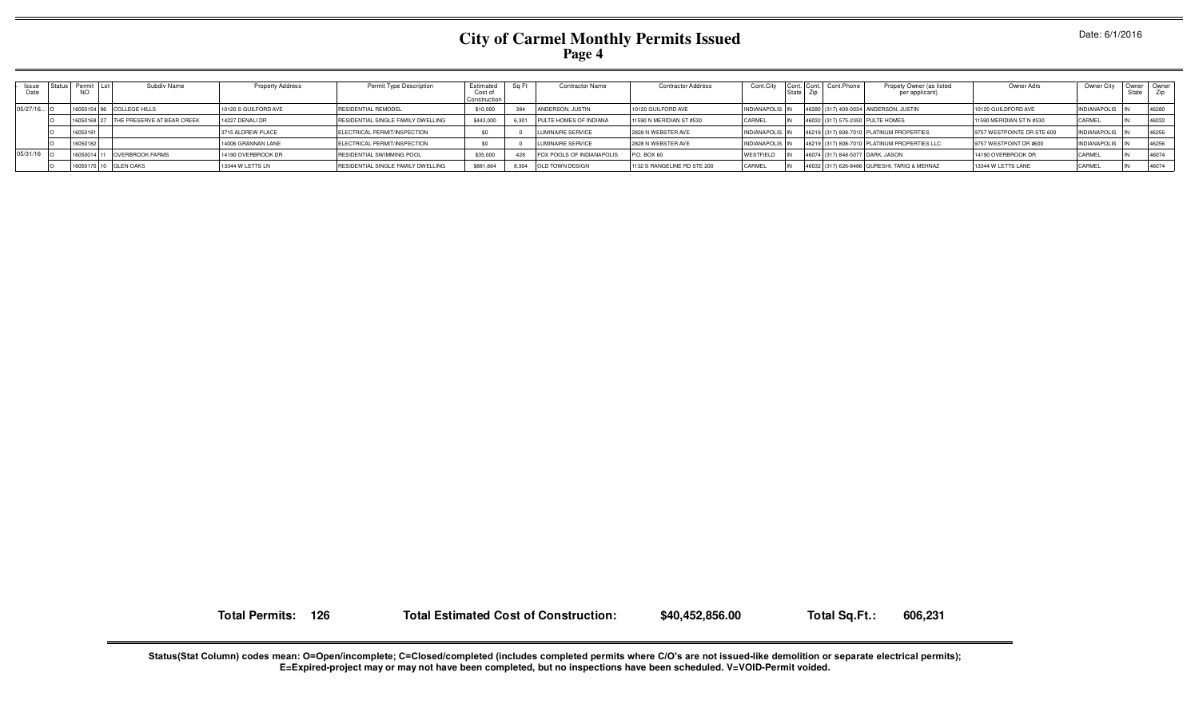# City of Carmel Monthly Permits Issued

## Page 4

Date: 6/1/2016

| Issue Date | Status | Permit NO | Lot | Subdiv Name | Property Address | Permit Type Description | Estimated Cost of Construction | Sq Ft | Contractor Name | Contractor Address | Cont.City | Cont. State | Cont. Zip | Cont.Phone | Propety Owner (as listed per applicant) | Owner Adrs | Owner City | Owner State | Owner Zip |
|---|---|---|---|---|---|---|---|---|---|---|---|---|---|---|---|---|---|---|---|
| 05/27/16... | O | 16050154 | 96 | COLLEGE HILLS | 10120 S GUILFORD AVE | RESIDENTIAL REMODEL | $10,000 | 384 | ANDERSON, JUSTIN | 10120 GUILFORD AVE | INDIANAPOLIS | IN | 46280 | (317) 409-0034 | ANDERSON, JUSTIN | 10120 GUILDFORD AVE | INDIANAPOLIS | IN | 46280 |
| | O | 16050168 | 27 | THE PRESERVE AT BEAR CREEK | 14227 DENALI DR | RESIDENTIAL SINGLE FAMILY DWELLING | $443,000 | 6,301 | PULTE HOMES OF INDIANA | 11590 N MERIDIAN ST #530 | CARMEL | IN | 46032 | (317) 575-2350 | PULTE HOMES | 11590 MERIDIAN ST N #530 | CARMEL | IN | 46032 |
| | O | 16050181 | | | 3715 ALDREW PLACE | ELECTRICAL PERMIT/INSPECTION | $0 | 0 | LUMINAIRE SERVICE | 2828 N WEBSTER AVE | INDIANAPOLIS | IN | 46219 | (317) 808-7010 | PLATINUM PROPERTIES | 9757 WESTPOINTE DR STE 600 | INDIANAPOLIS | IN | 46256 |
| | O | 16050182 | | | 14006 GRANNAN LANE | ELECTRICAL PERMIT/INSPECTION | $0 | 0 | LUMINAIRE SERVICE | 2828 N WEBSTER AVE | INDIANAPOLIS | IN | 46219 | (317) 808-7010 | PLATINUM PROPERTIES LLC | 9757 WESTPOINT DR #600 | INDIANAPOLIS | IN | 46256 |
| 05/31/16 | O | 16050014 | 11 | OVERBROOK FARMS | 14190 OVERBROOK DR | RESIDENTIAL SWIMMING POOL | $35,000 | 428 | FOX POOLS OF INDIANAPOLIS | P.O. BOX 60 | WESTFIELD | IN | 46074 | (317) 848-5077 | DARK, JASON | 14190 OVERBROOK DR | CARMEL | IN | 46074 |
| | O | 16050170 | 10 | GLEN OAKS | 13344 W LETTS LN | RESIDENTIAL SINGLE FAMILY DWELLING | $881,664 | 8,304 | OLD TOWN DESIGN | 1132 S RANGELINE RD STE 200 | CARMEL | IN | 46032 | (317) 626-8486 | QURESHI, TARIQ & MEHNAZ | 13344 W LETTS LANE | CARMEL | IN | 46074 |

**Total Permits: 126** **Total Estimated Cost of Construction: $40,452,856.00** **Total Sq.Ft.: 606,231**

**Status(Stat Column) codes mean: O=Open/incomplete; C=Closed/completed (includes completed permits where C/O's are not issued-like demolition or separate electrical permits); E=Expired-project may or may not have been completed, but no inspections have been scheduled. V=VOID-Permit voided.**